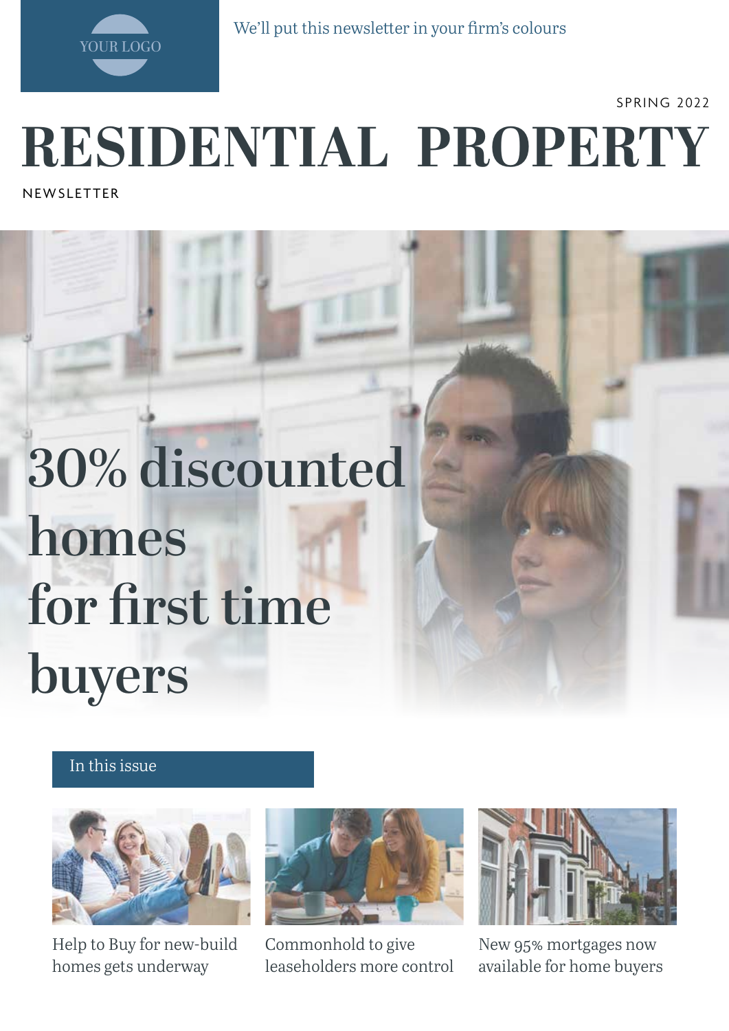YOUR LOGO

We'll put this newsletter in your firm's colours

SPRING 2022

# RESIDENTIAL PROPERTY

NEWSLETTER

## 30% discounted homes for first time buyers

### In this issue

- Help to Buy for new-build homes gets underway
- Commonhold to give leaseholders more control
- New 95% mortgages now available for home buyers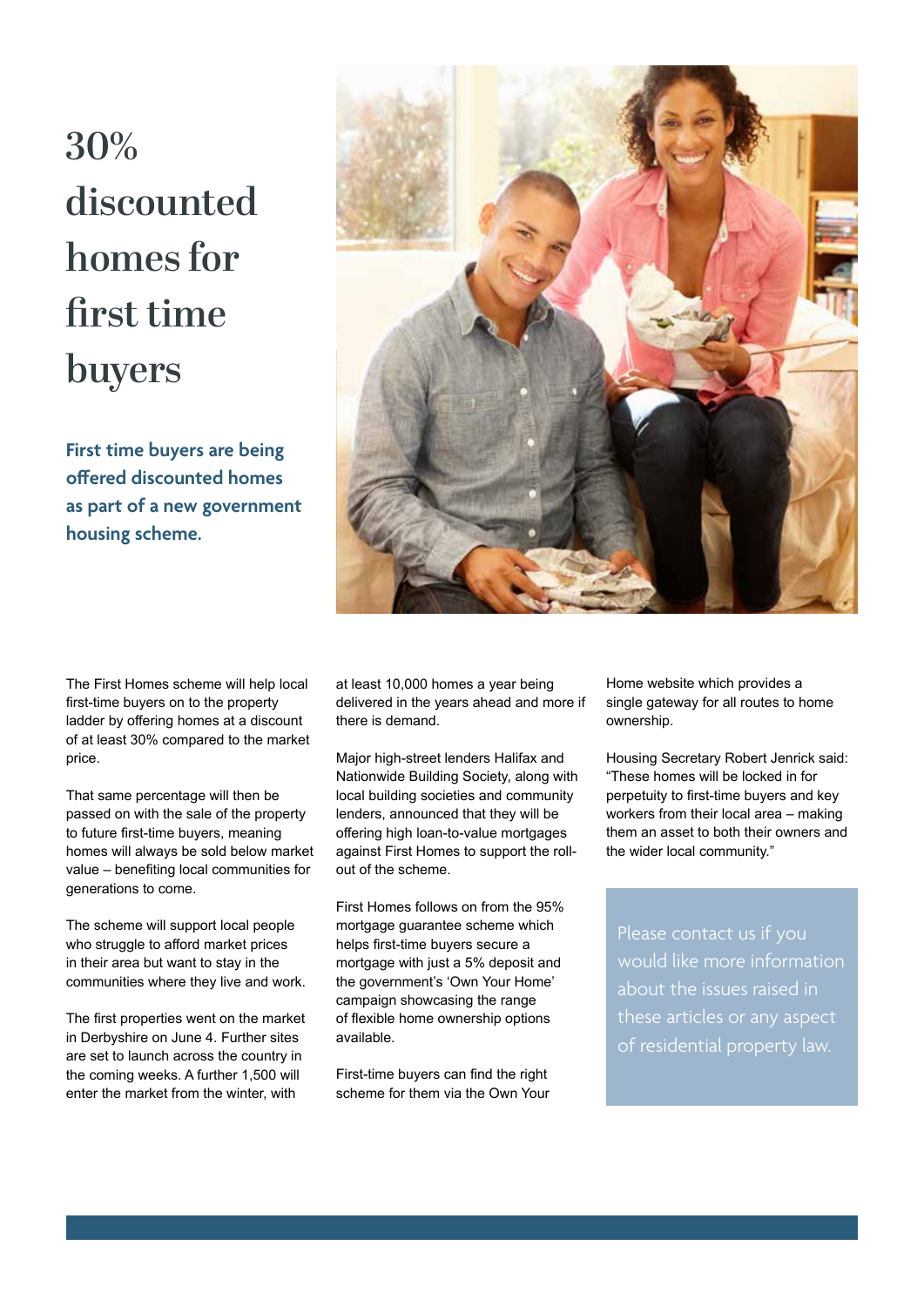# 30% discounted homes for first time buyers

**First time buyers are being offered discounted homes as part of a new government housing scheme.**

The First Homes scheme will help local first-time buyers on to the property ladder by offering homes at a discount of at least 30% compared to the market price.

That same percentage will then be passed on with the sale of the property to future first-time buyers, meaning homes will always be sold below market value – benefiting local communities for generations to come.

The scheme will support local people who struggle to afford market prices in their area but want to stay in the communities where they live and work.

The first properties went on the market in Derbyshire on June 4. Further sites are set to launch across the country in the coming weeks. A further 1,500 will enter the market from the winter, with at least 10,000 homes a year being delivered in the years ahead and more if there is demand.

Major high-street lenders Halifax and Nationwide Building Society, along with local building societies and community lenders, announced that they will be offering high loan-to-value mortgages against First Homes to support the roll-out of the scheme.

First Homes follows on from the 95% mortgage guarantee scheme which helps first-time buyers secure a mortgage with just a 5% deposit and the government's 'Own Your Home' campaign showcasing the range of flexible home ownership options available.

First-time buyers can find the right scheme for them via the Own Your Home website which provides a single gateway for all routes to home ownership.

Housing Secretary Robert Jenrick said: "These homes will be locked in for perpetuity to first-time buyers and key workers from their local area – making them an asset to both their owners and the wider local community."

Please contact us if you would like more information about the issues raised in these articles or any aspect of residential property law.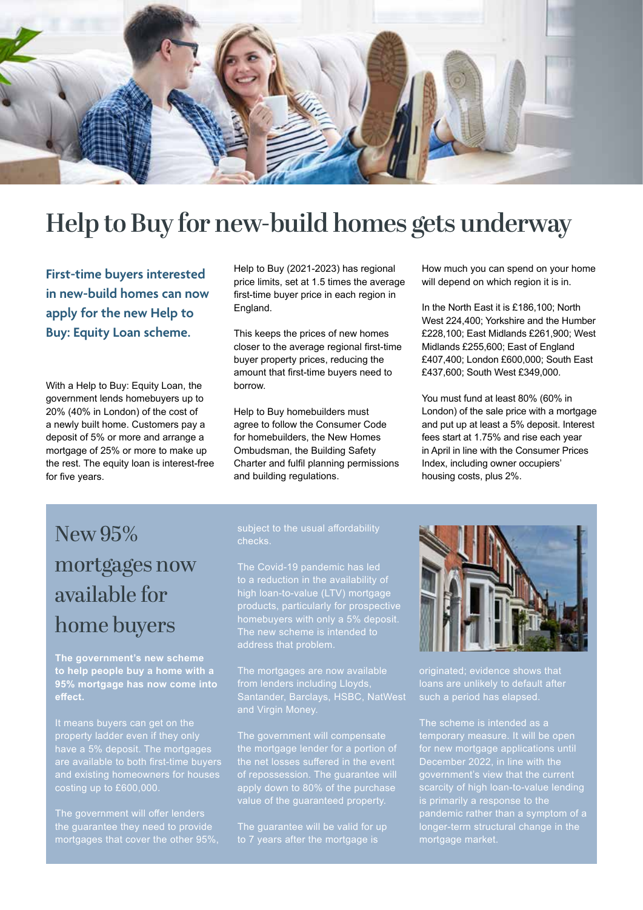# Help to Buy for new-build homes gets underway

**First-time buyers interested in new-build homes can now apply for the new Help to Buy: Equity Loan scheme.**

With a Help to Buy: Equity Loan, the government lends homebuyers up to 20% (40% in London) of the cost of a newly built home. Customers pay a deposit of 5% or more and arrange a mortgage of 25% or more to make up the rest. The equity loan is interest-free for five years.

Help to Buy (2021-2023) has regional price limits, set at 1.5 times the average first-time buyer price in each region in England.

This keeps the prices of new homes closer to the average regional first-time buyer property prices, reducing the amount that first-time buyers need to borrow.

Help to Buy homebuilders must agree to follow the Consumer Code for homebuilders, the New Homes Ombudsman, the Building Safety Charter and fulfil planning permissions and building regulations.

How much you can spend on your home will depend on which region it is in.

In the North East it is £186,100; North West 224,400; Yorkshire and the Humber £228,100; East Midlands £261,900; West Midlands £255,600; East of England £407,400; London £600,000; South East £437,600; South West £349,000.

You must fund at least 80% (60% in London) of the sale price with a mortgage and put up at least a 5% deposit. Interest fees start at 1.75% and rise each year in April in line with the Consumer Prices Index, including owner occupiers' housing costs, plus 2%.

## New 95% mortgages now available for home buyers

**The government's new scheme to help people buy a home with a 95% mortgage has now come into effect.**

It means buyers can get on the property ladder even if they only have a 5% deposit. The mortgages are available to both first-time buyers and existing homeowners for houses costing up to £600,000.

The government will offer lenders the guarantee they need to provide mortgages that cover the other 95%, subject to the usual affordability checks.

The Covid-19 pandemic has led to a reduction in the availability of high loan-to-value (LTV) mortgage products, particularly for prospective homebuyers with only a 5% deposit. The new scheme is intended to address that problem.

The mortgages are now available from lenders including Lloyds, Santander, Barclays, HSBC, NatWest and Virgin Money.

The government will compensate the mortgage lender for a portion of the net losses suffered in the event of repossession. The guarantee will apply down to 80% of the purchase value of the guaranteed property.

The guarantee will be valid for up to 7 years after the mortgage is originated; evidence shows that loans are unlikely to default after such a period has elapsed.

The scheme is intended as a temporary measure. It will be open for new mortgage applications until December 2022, in line with the government's view that the current scarcity of high loan-to-value lending is primarily a response to the pandemic rather than a symptom of a longer-term structural change in the mortgage market.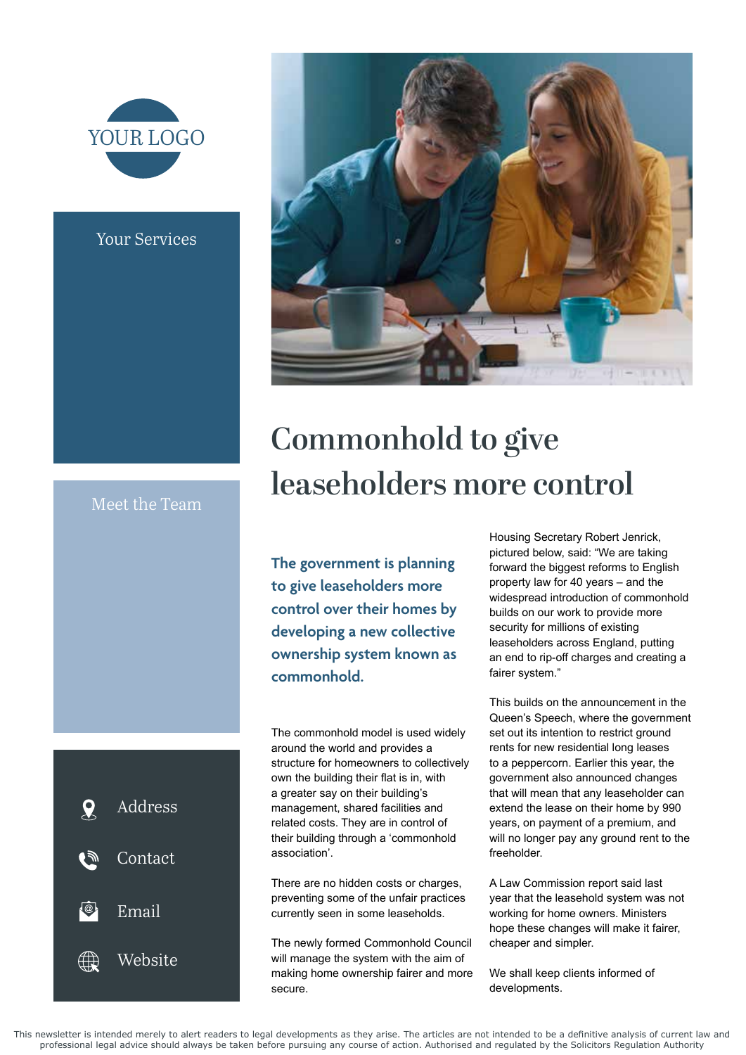YOUR LOGO

Your Services

Meet the Team

Address

Contact

Email

Website

# Commonhold to give leaseholders more control

**The government is planning to give leaseholders more control over their homes by developing a new collective ownership system known as commonhold.**

The commonhold model is used widely around the world and provides a structure for homeowners to collectively own the building their flat is in, with a greater say on their building's management, shared facilities and related costs. They are in control of their building through a 'commonhold association'.

There are no hidden costs or charges, preventing some of the unfair practices currently seen in some leaseholds.

The newly formed Commonhold Council will manage the system with the aim of making home ownership fairer and more secure.

Housing Secretary Robert Jenrick, pictured below, said: "We are taking forward the biggest reforms to English property law for 40 years – and the widespread introduction of commonhold builds on our work to provide more security for millions of existing leaseholders across England, putting an end to rip-off charges and creating a fairer system."

This builds on the announcement in the Queen's Speech, where the government set out its intention to restrict ground rents for new residential long leases to a peppercorn. Earlier this year, the government also announced changes that will mean that any leaseholder can extend the lease on their home by 990 years, on payment of a premium, and will no longer pay any ground rent to the freeholder.

A Law Commission report said last year that the leasehold system was not working for home owners. Ministers hope these changes will make it fairer, cheaper and simpler.

We shall keep clients informed of developments.

This newsletter is intended merely to alert readers to legal developments as they arise. The articles are not intended to be a definitive analysis of current law and professional legal advice should always be taken before pursuing any course of action. Authorised and regulated by the Solicitors Regulation Authority